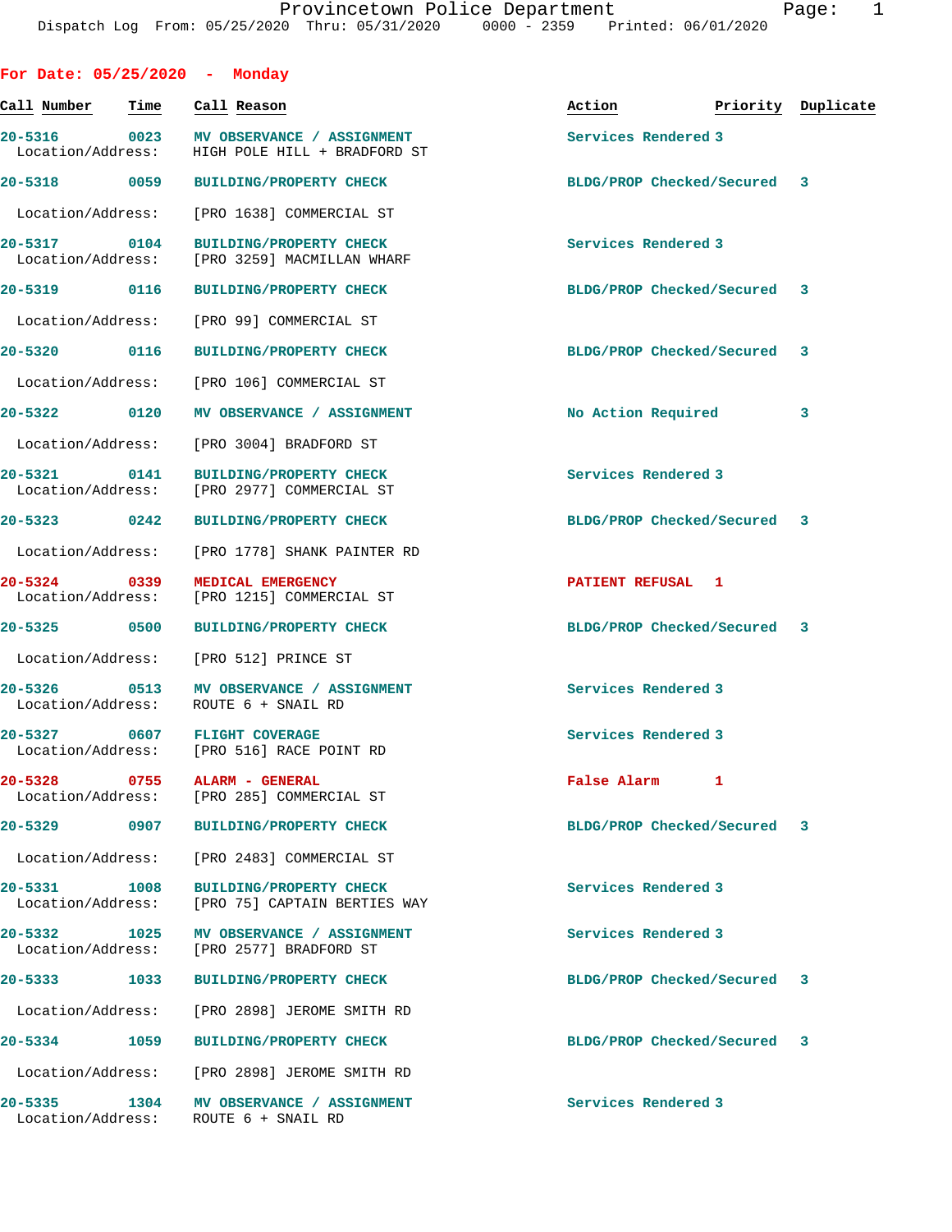# Provincetown Police Department

Dispatch Log From: 05/25/2020 Thru: 05/31/2020 0000 - 2359 Printed: 06/01/2020

## For Date: 05/25/2020 - Monday

| Call Number | Time | Call Reason | Action | Priority | Duplicate |
|---|---|---|---|---|---|
| 20-5316 | 0023 | MV OBSERVANCE / ASSIGNMENT | Services Rendered | 3 | |
| Location/Address: | | HIGH POLE HILL + BRADFORD ST | | | |
| 20-5318 | 0059 | BUILDING/PROPERTY CHECK | BLDG/PROP Checked/Secured | 3 | |
| Location/Address: | | [PRO 1638] COMMERCIAL ST | | | |
| 20-5317 | 0104 | BUILDING/PROPERTY CHECK | Services Rendered | 3 | |
| Location/Address: | | [PRO 3259] MACMILLAN WHARF | | | |
| 20-5319 | 0116 | BUILDING/PROPERTY CHECK | BLDG/PROP Checked/Secured | 3 | |
| Location/Address: | | [PRO 99] COMMERCIAL ST | | | |
| 20-5320 | 0116 | BUILDING/PROPERTY CHECK | BLDG/PROP Checked/Secured | 3 | |
| Location/Address: | | [PRO 106] COMMERCIAL ST | | | |
| 20-5322 | 0120 | MV OBSERVANCE / ASSIGNMENT | No Action Required | 3 | |
| Location/Address: | | [PRO 3004] BRADFORD ST | | | |
| 20-5321 | 0141 | BUILDING/PROPERTY CHECK | Services Rendered | 3 | |
| Location/Address: | | [PRO 2977] COMMERCIAL ST | | | |
| 20-5323 | 0242 | BUILDING/PROPERTY CHECK | BLDG/PROP Checked/Secured | 3 | |
| Location/Address: | | [PRO 1778] SHANK PAINTER RD | | | |
| 20-5324 | 0339 | MEDICAL EMERGENCY | PATIENT REFUSAL | 1 | |
| Location/Address: | | [PRO 1215] COMMERCIAL ST | | | |
| 20-5325 | 0500 | BUILDING/PROPERTY CHECK | BLDG/PROP Checked/Secured | 3 | |
| Location/Address: | | [PRO 512] PRINCE ST | | | |
| 20-5326 | 0513 | MV OBSERVANCE / ASSIGNMENT | Services Rendered | 3 | |
| Location/Address: | | ROUTE 6 + SNAIL RD | | | |
| 20-5327 | 0607 | FLIGHT COVERAGE | Services Rendered | 3 | |
| Location/Address: | | [PRO 516] RACE POINT RD | | | |
| 20-5328 | 0755 | ALARM - GENERAL | False Alarm | 1 | |
| Location/Address: | | [PRO 285] COMMERCIAL ST | | | |
| 20-5329 | 0907 | BUILDING/PROPERTY CHECK | BLDG/PROP Checked/Secured | 3 | |
| Location/Address: | | [PRO 2483] COMMERCIAL ST | | | |
| 20-5331 | 1008 | BUILDING/PROPERTY CHECK | Services Rendered | 3 | |
| Location/Address: | | [PRO 75] CAPTAIN BERTIES WAY | | | |
| 20-5332 | 1025 | MV OBSERVANCE / ASSIGNMENT | Services Rendered | 3 | |
| Location/Address: | | [PRO 2577] BRADFORD ST | | | |
| 20-5333 | 1033 | BUILDING/PROPERTY CHECK | BLDG/PROP Checked/Secured | 3 | |
| Location/Address: | | [PRO 2898] JEROME SMITH RD | | | |
| 20-5334 | 1059 | BUILDING/PROPERTY CHECK | BLDG/PROP Checked/Secured | 3 | |
| Location/Address: | | [PRO 2898] JEROME SMITH RD | | | |
| 20-5335 | 1304 | MV OBSERVANCE / ASSIGNMENT | Services Rendered | 3 | |
| Location/Address: | | ROUTE 6 + SNAIL RD | | | |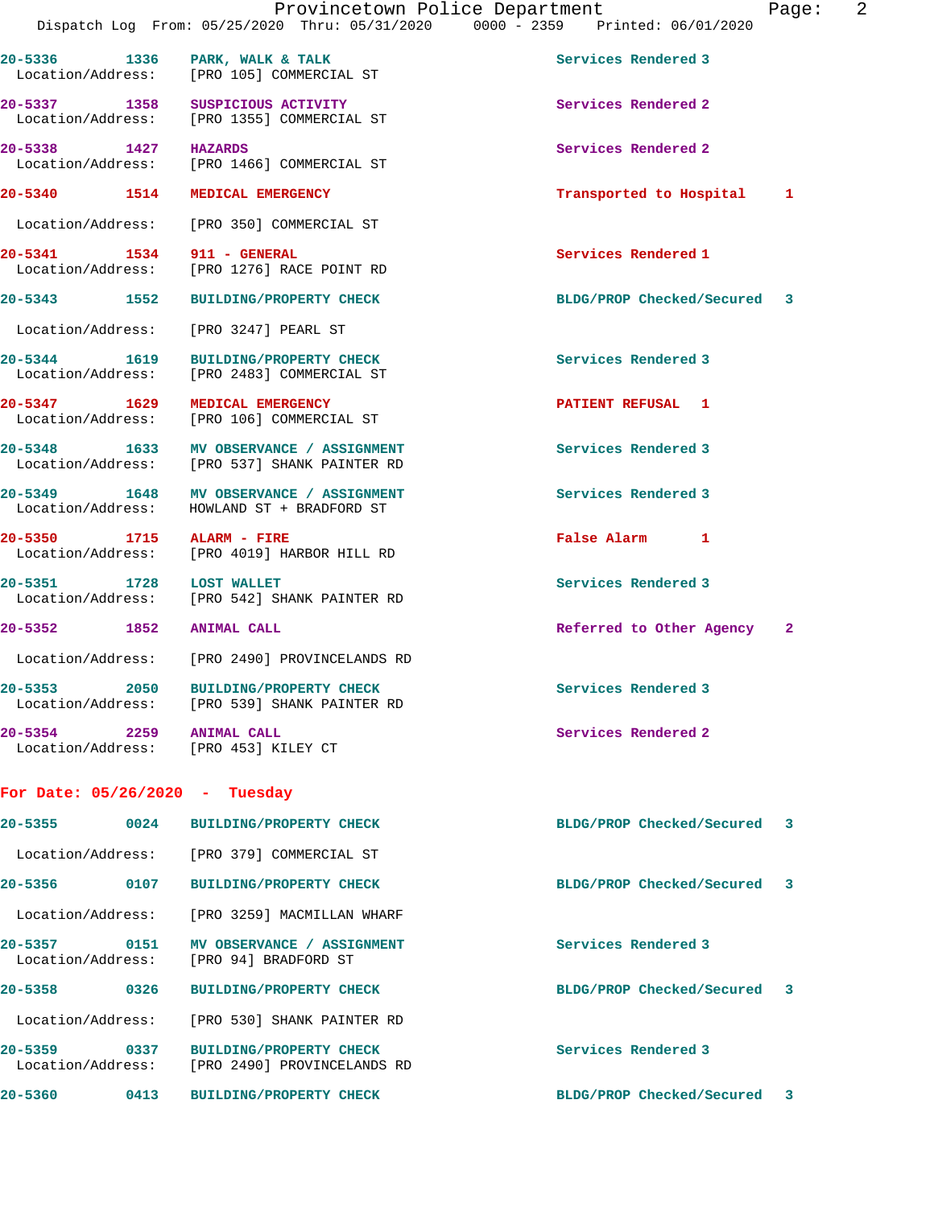20-5336 1336 PARK, WALK & TALK Services Rendered 3
Location/Address: [PRO 105] COMMERCIAL ST

20-5337 1358 SUSPICIOUS ACTIVITY Services Rendered 2
Location/Address: [PRO 1355] COMMERCIAL ST

20-5338 1427 HAZARDS Services Rendered 2
Location/Address: [PRO 1466] COMMERCIAL ST

20-5340 1514 MEDICAL EMERGENCY Transported to Hospital 1
Location/Address: [PRO 350] COMMERCIAL ST

20-5341 1534 911 - GENERAL Services Rendered 1
Location/Address: [PRO 1276] RACE POINT RD

20-5343 1552 BUILDING/PROPERTY CHECK BLDG/PROP Checked/Secured 3
Location/Address: [PRO 3247] PEARL ST

20-5344 1619 BUILDING/PROPERTY CHECK Services Rendered 3
Location/Address: [PRO 2483] COMMERCIAL ST

20-5347 1629 MEDICAL EMERGENCY PATIENT REFUSAL 1
Location/Address: [PRO 106] COMMERCIAL ST

20-5348 1633 MV OBSERVANCE / ASSIGNMENT Services Rendered 3
Location/Address: [PRO 537] SHANK PAINTER RD

20-5349 1648 MV OBSERVANCE / ASSIGNMENT Services Rendered 3
Location/Address: HOWLAND ST + BRADFORD ST

20-5350 1715 ALARM - FIRE False Alarm 1
Location/Address: [PRO 4019] HARBOR HILL RD

20-5351 1728 LOST WALLET Services Rendered 3
Location/Address: [PRO 542] SHANK PAINTER RD

20-5352 1852 ANIMAL CALL Referred to Other Agency 2
Location/Address: [PRO 2490] PROVINCELANDS RD

20-5353 2050 BUILDING/PROPERTY CHECK Services Rendered 3
Location/Address: [PRO 539] SHANK PAINTER RD

20-5354 2259 ANIMAL CALL Services Rendered 2
Location/Address: [PRO 453] KILEY CT

**For Date: 05/26/2020 - Tuesday**

20-5355 0024 BUILDING/PROPERTY CHECK BLDG/PROP Checked/Secured 3
Location/Address: [PRO 379] COMMERCIAL ST

20-5356 0107 BUILDING/PROPERTY CHECK BLDG/PROP Checked/Secured 3
Location/Address: [PRO 3259] MACMILLAN WHARF

20-5357 0151 MV OBSERVANCE / ASSIGNMENT Services Rendered 3
Location/Address: [PRO 94] BRADFORD ST

20-5358 0326 BUILDING/PROPERTY CHECK BLDG/PROP Checked/Secured 3
Location/Address: [PRO 530] SHANK PAINTER RD

20-5359 0337 BUILDING/PROPERTY CHECK Services Rendered 3
Location/Address: [PRO 2490] PROVINCELANDS RD

20-5360 0413 BUILDING/PROPERTY CHECK BLDG/PROP Checked/Secured 3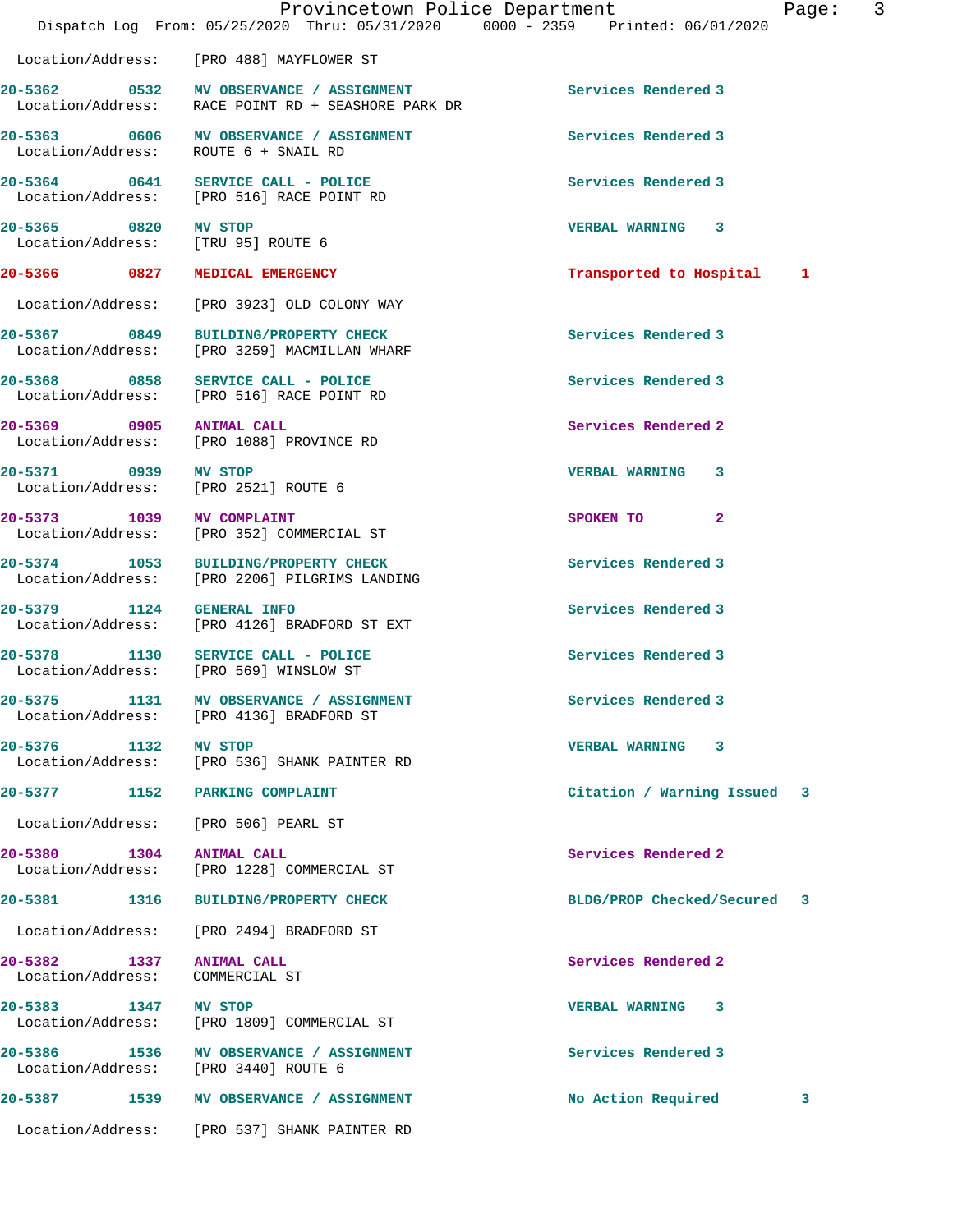Location/Address: [PRO 488] MAYFLOWER ST

| Call # | Time | Type | Disposition | Priority |
|---|---|---|---|---|
| 20-5362 | 0532 | MV OBSERVANCE / ASSIGNMENT | Services Rendered | 3 |
| | | Location/Address: RACE POINT RD + SEASHORE PARK DR | | |
| 20-5363 | 0606 | MV OBSERVANCE / ASSIGNMENT | Services Rendered | 3 |
| | | Location/Address: ROUTE 6 + SNAIL RD | | |
| 20-5364 | 0641 | SERVICE CALL - POLICE | Services Rendered | 3 |
| | | Location/Address: [PRO 516] RACE POINT RD | | |
| 20-5365 | 0820 | MV STOP | VERBAL WARNING | 3 |
| | | Location/Address: [TRU 95] ROUTE 6 | | |
| 20-5366 | 0827 | MEDICAL EMERGENCY | Transported to Hospital | 1 |
| | | Location/Address: [PRO 3923] OLD COLONY WAY | | |
| 20-5367 | 0849 | BUILDING/PROPERTY CHECK | Services Rendered | 3 |
| | | Location/Address: [PRO 3259] MACMILLAN WHARF | | |
| 20-5368 | 0858 | SERVICE CALL - POLICE | Services Rendered | 3 |
| | | Location/Address: [PRO 516] RACE POINT RD | | |
| 20-5369 | 0905 | ANIMAL CALL | Services Rendered | 2 |
| | | Location/Address: [PRO 1088] PROVINCE RD | | |
| 20-5371 | 0939 | MV STOP | VERBAL WARNING | 3 |
| | | Location/Address: [PRO 2521] ROUTE 6 | | |
| 20-5373 | 1039 | MV COMPLAINT | SPOKEN TO | 2 |
| | | Location/Address: [PRO 352] COMMERCIAL ST | | |
| 20-5374 | 1053 | BUILDING/PROPERTY CHECK | Services Rendered | 3 |
| | | Location/Address: [PRO 2206] PILGRIMS LANDING | | |
| 20-5379 | 1124 | GENERAL INFO | Services Rendered | 3 |
| | | Location/Address: [PRO 4126] BRADFORD ST EXT | | |
| 20-5378 | 1130 | SERVICE CALL - POLICE | Services Rendered | 3 |
| | | Location/Address: [PRO 569] WINSLOW ST | | |
| 20-5375 | 1131 | MV OBSERVANCE / ASSIGNMENT | Services Rendered | 3 |
| | | Location/Address: [PRO 4136] BRADFORD ST | | |
| 20-5376 | 1132 | MV STOP | VERBAL WARNING | 3 |
| | | Location/Address: [PRO 536] SHANK PAINTER RD | | |
| 20-5377 | 1152 | PARKING COMPLAINT | Citation / Warning Issued | 3 |
| | | Location/Address: [PRO 506] PEARL ST | | |
| 20-5380 | 1304 | ANIMAL CALL | Services Rendered | 2 |
| | | Location/Address: [PRO 1228] COMMERCIAL ST | | |
| 20-5381 | 1316 | BUILDING/PROPERTY CHECK | BLDG/PROP Checked/Secured | 3 |
| | | Location/Address: [PRO 2494] BRADFORD ST | | |
| 20-5382 | 1337 | ANIMAL CALL | Services Rendered | 2 |
| | | Location/Address: COMMERCIAL ST | | |
| 20-5383 | 1347 | MV STOP | VERBAL WARNING | 3 |
| | | Location/Address: [PRO 1809] COMMERCIAL ST | | |
| 20-5386 | 1536 | MV OBSERVANCE / ASSIGNMENT | Services Rendered | 3 |
| | | Location/Address: [PRO 3440] ROUTE 6 | | |
| 20-5387 | 1539 | MV OBSERVANCE / ASSIGNMENT | No Action Required | 3 |
| | | Location/Address: [PRO 537] SHANK PAINTER RD | | |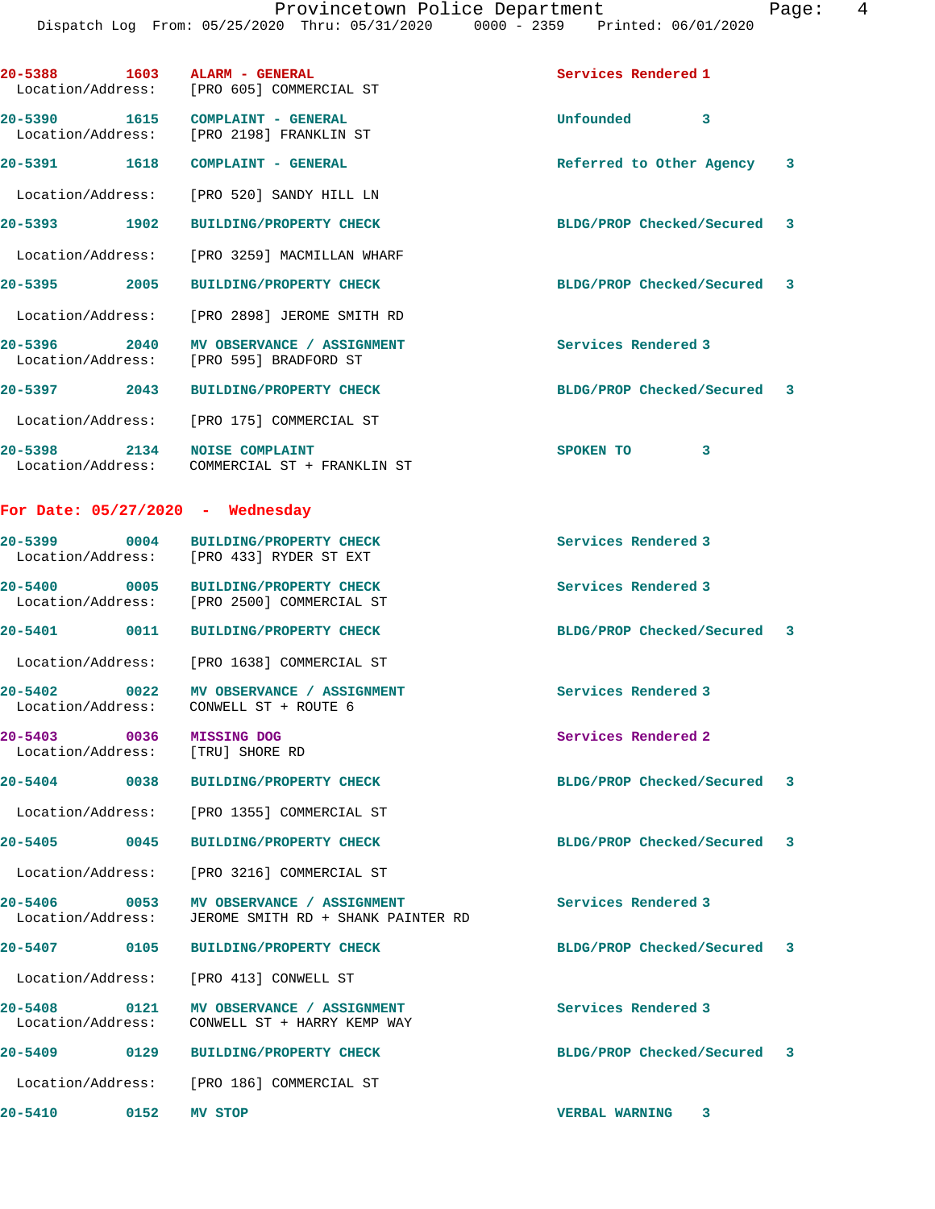20-5388 1603 ALARM - GENERAL Services Rendered 1
Location/Address: [PRO 605] COMMERCIAL ST

20-5390 1615 COMPLAINT - GENERAL Unfounded 3
Location/Address: [PRO 2198] FRANKLIN ST

20-5391 1618 COMPLAINT - GENERAL Referred to Other Agency 3
Location/Address: [PRO 520] SANDY HILL LN

20-5393 1902 BUILDING/PROPERTY CHECK BLDG/PROP Checked/Secured 3
Location/Address: [PRO 3259] MACMILLAN WHARF

20-5395 2005 BUILDING/PROPERTY CHECK BLDG/PROP Checked/Secured 3
Location/Address: [PRO 2898] JEROME SMITH RD

20-5396 2040 MV OBSERVANCE / ASSIGNMENT Services Rendered 3
Location/Address: [PRO 595] BRADFORD ST

20-5397 2043 BUILDING/PROPERTY CHECK BLDG/PROP Checked/Secured 3
Location/Address: [PRO 175] COMMERCIAL ST

20-5398 2134 NOISE COMPLAINT SPOKEN TO 3
Location/Address: COMMERCIAL ST + FRANKLIN ST

**For Date: 05/27/2020 - Wednesday**

20-5399 0004 BUILDING/PROPERTY CHECK Services Rendered 3
Location/Address: [PRO 433] RYDER ST EXT

20-5400 0005 BUILDING/PROPERTY CHECK Services Rendered 3
Location/Address: [PRO 2500] COMMERCIAL ST

20-5401 0011 BUILDING/PROPERTY CHECK BLDG/PROP Checked/Secured 3
Location/Address: [PRO 1638] COMMERCIAL ST

20-5402 0022 MV OBSERVANCE / ASSIGNMENT Services Rendered 3
Location/Address: CONWELL ST + ROUTE 6

20-5403 0036 MISSING DOG Services Rendered 2
Location/Address: [TRU] SHORE RD

20-5404 0038 BUILDING/PROPERTY CHECK BLDG/PROP Checked/Secured 3
Location/Address: [PRO 1355] COMMERCIAL ST

20-5405 0045 BUILDING/PROPERTY CHECK BLDG/PROP Checked/Secured 3
Location/Address: [PRO 3216] COMMERCIAL ST

20-5406 0053 MV OBSERVANCE / ASSIGNMENT Services Rendered 3
Location/Address: JEROME SMITH RD + SHANK PAINTER RD

20-5407 0105 BUILDING/PROPERTY CHECK BLDG/PROP Checked/Secured 3
Location/Address: [PRO 413] CONWELL ST

20-5408 0121 MV OBSERVANCE / ASSIGNMENT Services Rendered 3
Location/Address: CONWELL ST + HARRY KEMP WAY

20-5409 0129 BUILDING/PROPERTY CHECK BLDG/PROP Checked/Secured 3
Location/Address: [PRO 186] COMMERCIAL ST

20-5410 0152 MV STOP VERBAL WARNING 3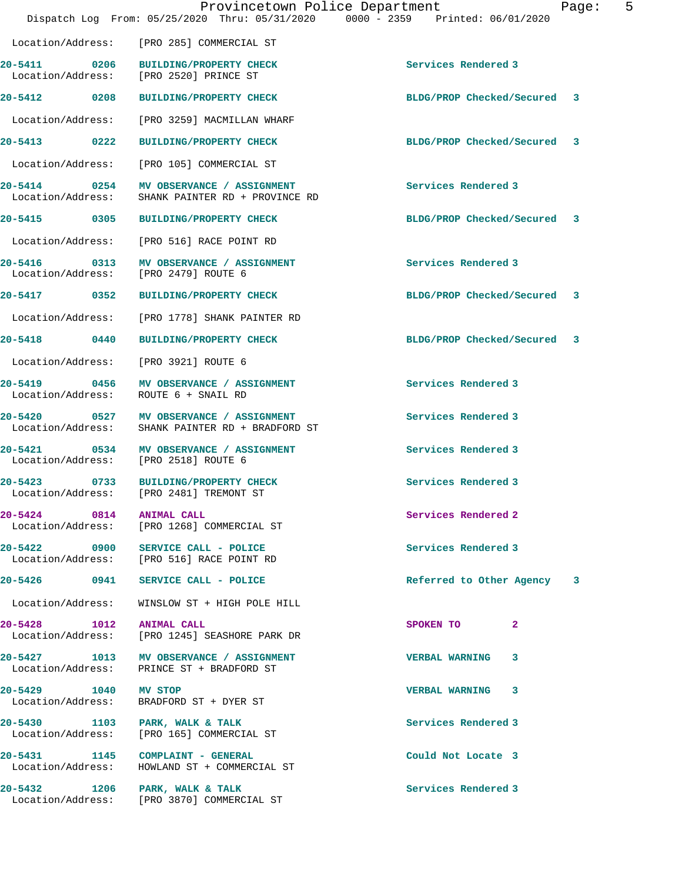Location/Address: [PRO 285] COMMERCIAL ST

**20-5411** 0206 **BUILDING/PROPERTY CHECK** Services Rendered 3
Location/Address: [PRO 2520] PRINCE ST

**20-5412** 0208 **BUILDING/PROPERTY CHECK** BLDG/PROP Checked/Secured 3
Location/Address: [PRO 3259] MACMILLAN WHARF

**20-5413** 0222 **BUILDING/PROPERTY CHECK** BLDG/PROP Checked/Secured 3
Location/Address: [PRO 105] COMMERCIAL ST

**20-5414** 0254 **MV OBSERVANCE / ASSIGNMENT** Services Rendered 3
Location/Address: SHANK PAINTER RD + PROVINCE RD

**20-5415** 0305 **BUILDING/PROPERTY CHECK** BLDG/PROP Checked/Secured 3
Location/Address: [PRO 516] RACE POINT RD

**20-5416** 0313 **MV OBSERVANCE / ASSIGNMENT** Services Rendered 3
Location/Address: [PRO 2479] ROUTE 6

**20-5417** 0352 **BUILDING/PROPERTY CHECK** BLDG/PROP Checked/Secured 3
Location/Address: [PRO 1778] SHANK PAINTER RD

**20-5418** 0440 **BUILDING/PROPERTY CHECK** BLDG/PROP Checked/Secured 3
Location/Address: [PRO 3921] ROUTE 6

**20-5419** 0456 **MV OBSERVANCE / ASSIGNMENT** Services Rendered 3
Location/Address: ROUTE 6 + SNAIL RD

**20-5420** 0527 **MV OBSERVANCE / ASSIGNMENT** Services Rendered 3
Location/Address: SHANK PAINTER RD + BRADFORD ST

**20-5421** 0534 **MV OBSERVANCE / ASSIGNMENT** Services Rendered 3
Location/Address: [PRO 2518] ROUTE 6

**20-5423** 0733 **BUILDING/PROPERTY CHECK** Services Rendered 3
Location/Address: [PRO 2481] TREMONT ST

**20-5424** 0814 **ANIMAL CALL** Services Rendered 2
Location/Address: [PRO 1268] COMMERCIAL ST

**20-5422** 0900 **SERVICE CALL - POLICE** Services Rendered 3
Location/Address: [PRO 516] RACE POINT RD

**20-5426** 0941 **SERVICE CALL - POLICE** Referred to Other Agency 3
Location/Address: WINSLOW ST + HIGH POLE HILL

**20-5428** 1012 **ANIMAL CALL** SPOKEN TO 2
Location/Address: [PRO 1245] SEASHORE PARK DR

**20-5427** 1013 **MV OBSERVANCE / ASSIGNMENT** VERBAL WARNING 3
Location/Address: PRINCE ST + BRADFORD ST

**20-5429** 1040 **MV STOP** VERBAL WARNING 3
Location/Address: BRADFORD ST + DYER ST

**20-5430** 1103 **PARK, WALK & TALK** Services Rendered 3
Location/Address: [PRO 165] COMMERCIAL ST

**20-5431** 1145 **COMPLAINT - GENERAL** Could Not Locate 3
Location/Address: HOWLAND ST + COMMERCIAL ST

**20-5432** 1206 **PARK, WALK & TALK** Services Rendered 3
Location/Address: [PRO 3870] COMMERCIAL ST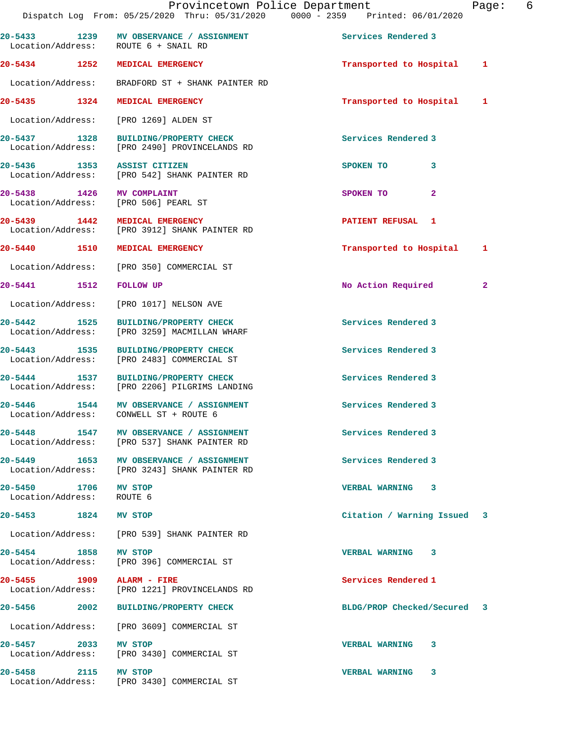| Call # | Time | Call Reason | Action | Priority |
|---|---|---|---|---|
| 20-5433 | 1239 | MV OBSERVANCE / ASSIGNMENT | Services Rendered | 3 |
| | | Location/Address: ROUTE 6 + SNAIL RD | | |
| 20-5434 | 1252 | MEDICAL EMERGENCY | Transported to Hospital | 1 |
| | | Location/Address: BRADFORD ST + SHANK PAINTER RD | | |
| 20-5435 | 1324 | MEDICAL EMERGENCY | Transported to Hospital | 1 |
| | | Location/Address: [PRO 1269] ALDEN ST | | |
| 20-5437 | 1328 | BUILDING/PROPERTY CHECK | Services Rendered | 3 |
| | | Location/Address: [PRO 2490] PROVINCELANDS RD | | |
| 20-5436 | 1353 | ASSIST CITIZEN | SPOKEN TO | 3 |
| | | Location/Address: [PRO 542] SHANK PAINTER RD | | |
| 20-5438 | 1426 | MV COMPLAINT | SPOKEN TO | 2 |
| | | Location/Address: [PRO 506] PEARL ST | | |
| 20-5439 | 1442 | MEDICAL EMERGENCY | PATIENT REFUSAL | 1 |
| | | Location/Address: [PRO 3912] SHANK PAINTER RD | | |
| 20-5440 | 1510 | MEDICAL EMERGENCY | Transported to Hospital | 1 |
| | | Location/Address: [PRO 350] COMMERCIAL ST | | |
| 20-5441 | 1512 | FOLLOW UP | No Action Required | 2 |
| | | Location/Address: [PRO 1017] NELSON AVE | | |
| 20-5442 | 1525 | BUILDING/PROPERTY CHECK | Services Rendered | 3 |
| | | Location/Address: [PRO 3259] MACMILLAN WHARF | | |
| 20-5443 | 1535 | BUILDING/PROPERTY CHECK | Services Rendered | 3 |
| | | Location/Address: [PRO 2483] COMMERCIAL ST | | |
| 20-5444 | 1537 | BUILDING/PROPERTY CHECK | Services Rendered | 3 |
| | | Location/Address: [PRO 2206] PILGRIMS LANDING | | |
| 20-5446 | 1544 | MV OBSERVANCE / ASSIGNMENT | Services Rendered | 3 |
| | | Location/Address: CONWELL ST + ROUTE 6 | | |
| 20-5448 | 1547 | MV OBSERVANCE / ASSIGNMENT | Services Rendered | 3 |
| | | Location/Address: [PRO 537] SHANK PAINTER RD | | |
| 20-5449 | 1653 | MV OBSERVANCE / ASSIGNMENT | Services Rendered | 3 |
| | | Location/Address: [PRO 3243] SHANK PAINTER RD | | |
| 20-5450 | 1706 | MV STOP | VERBAL WARNING | 3 |
| | | Location/Address: ROUTE 6 | | |
| 20-5453 | 1824 | MV STOP | Citation / Warning Issued | 3 |
| | | Location/Address: [PRO 539] SHANK PAINTER RD | | |
| 20-5454 | 1858 | MV STOP | VERBAL WARNING | 3 |
| | | Location/Address: [PRO 396] COMMERCIAL ST | | |
| 20-5455 | 1909 | ALARM - FIRE | Services Rendered | 1 |
| | | Location/Address: [PRO 1221] PROVINCELANDS RD | | |
| 20-5456 | 2002 | BUILDING/PROPERTY CHECK | BLDG/PROP Checked/Secured | 3 |
| | | Location/Address: [PRO 3609] COMMERCIAL ST | | |
| 20-5457 | 2033 | MV STOP | VERBAL WARNING | 3 |
| | | Location/Address: [PRO 3430] COMMERCIAL ST | | |
| 20-5458 | 2115 | MV STOP | VERBAL WARNING | 3 |
| | | Location/Address: [PRO 3430] COMMERCIAL ST | | |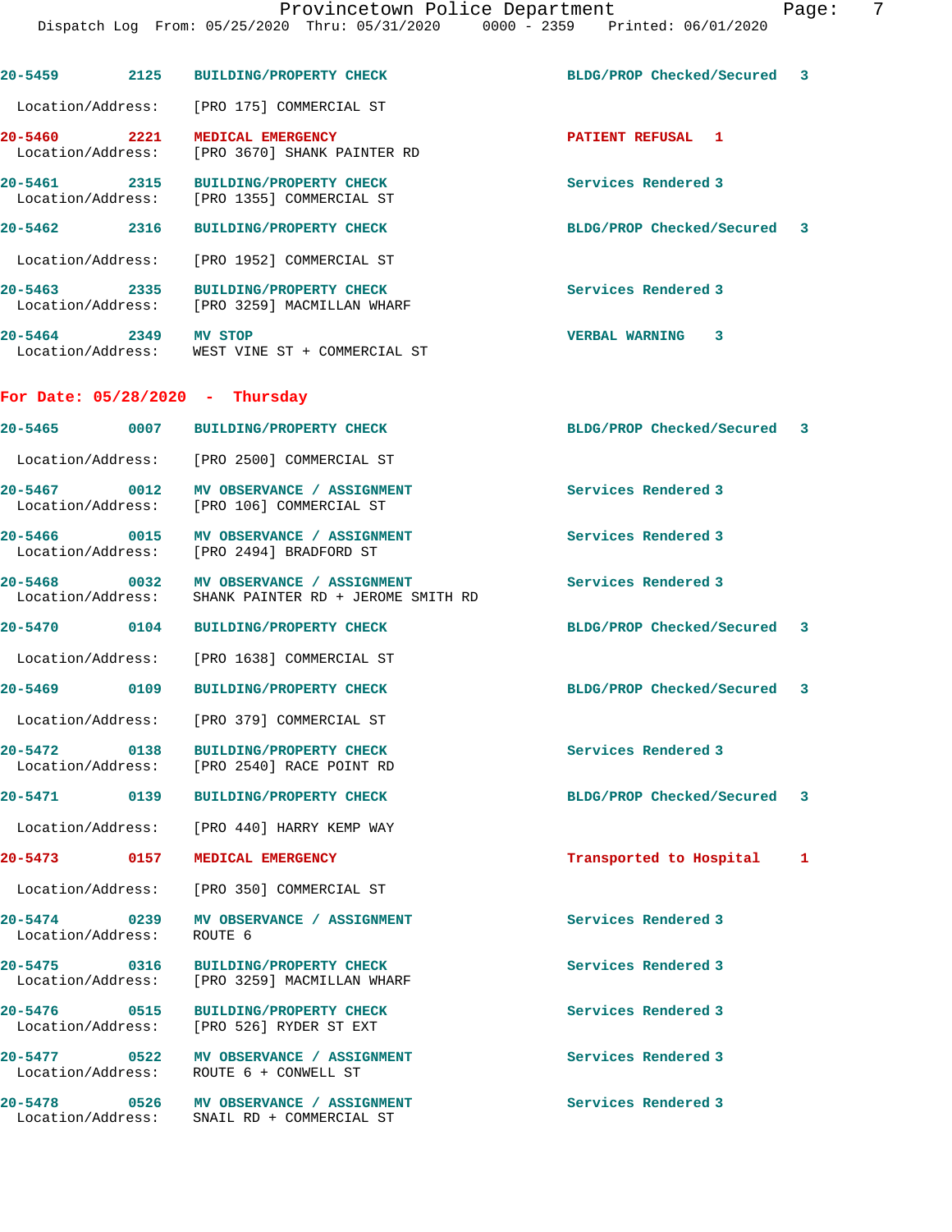| | | | |
|---|---|---|---|
| 20-5459 | 2125 | BUILDING/PROPERTY CHECK | BLDG/PROP Checked/Secured 3 |

Location/Address: [PRO 175] COMMERCIAL ST

| | | | |
|---|---|---|---|
| 20-5460 | 2221 | MEDICAL EMERGENCY | PATIENT REFUSAL 1 |

Location/Address: [PRO 3670] SHANK PAINTER RD

| | | | |
|---|---|---|---|
| 20-5461 | 2315 | BUILDING/PROPERTY CHECK | Services Rendered 3 |

Location/Address: [PRO 1355] COMMERCIAL ST

| | | | |
|---|---|---|---|
| 20-5462 | 2316 | BUILDING/PROPERTY CHECK | BLDG/PROP Checked/Secured 3 |

Location/Address: [PRO 1952] COMMERCIAL ST

| | | | |
|---|---|---|---|
| 20-5463 | 2335 | BUILDING/PROPERTY CHECK | Services Rendered 3 |

Location/Address: [PRO 3259] MACMILLAN WHARF

| | | | |
|---|---|---|---|
| 20-5464 | 2349 | MV STOP | VERBAL WARNING 3 |

Location/Address: WEST VINE ST + COMMERCIAL ST

## For Date: 05/28/2020 - Thursday

| | | | |
|---|---|---|---|
| 20-5465 | 0007 | BUILDING/PROPERTY CHECK | BLDG/PROP Checked/Secured 3 |

Location/Address: [PRO 2500] COMMERCIAL ST

| | | | |
|---|---|---|---|
| 20-5467 | 0012 | MV OBSERVANCE / ASSIGNMENT | Services Rendered 3 |

Location/Address: [PRO 106] COMMERCIAL ST

| | | | |
|---|---|---|---|
| 20-5466 | 0015 | MV OBSERVANCE / ASSIGNMENT | Services Rendered 3 |

Location/Address: [PRO 2494] BRADFORD ST

| | | | |
|---|---|---|---|
| 20-5468 | 0032 | MV OBSERVANCE / ASSIGNMENT | Services Rendered 3 |

Location/Address: SHANK PAINTER RD + JEROME SMITH RD

| | | | |
|---|---|---|---|
| 20-5470 | 0104 | BUILDING/PROPERTY CHECK | BLDG/PROP Checked/Secured 3 |

Location/Address: [PRO 1638] COMMERCIAL ST

| | | | |
|---|---|---|---|
| 20-5469 | 0109 | BUILDING/PROPERTY CHECK | BLDG/PROP Checked/Secured 3 |

Location/Address: [PRO 379] COMMERCIAL ST

| | | | |
|---|---|---|---|
| 20-5472 | 0138 | BUILDING/PROPERTY CHECK | Services Rendered 3 |

Location/Address: [PRO 2540] RACE POINT RD

| | | | |
|---|---|---|---|
| 20-5471 | 0139 | BUILDING/PROPERTY CHECK | BLDG/PROP Checked/Secured 3 |

Location/Address: [PRO 440] HARRY KEMP WAY

| | | | |
|---|---|---|---|
| 20-5473 | 0157 | MEDICAL EMERGENCY | Transported to Hospital 1 |

Location/Address: [PRO 350] COMMERCIAL ST

| | | | |
|---|---|---|---|
| 20-5474 | 0239 | MV OBSERVANCE / ASSIGNMENT | Services Rendered 3 |

Location/Address: ROUTE 6

| | | | |
|---|---|---|---|
| 20-5475 | 0316 | BUILDING/PROPERTY CHECK | Services Rendered 3 |

Location/Address: [PRO 3259] MACMILLAN WHARF

| | | | |
|---|---|---|---|
| 20-5476 | 0515 | BUILDING/PROPERTY CHECK | Services Rendered 3 |

Location/Address: [PRO 526] RYDER ST EXT

| | | | |
|---|---|---|---|
| 20-5477 | 0522 | MV OBSERVANCE / ASSIGNMENT | Services Rendered 3 |

Location/Address: ROUTE 6 + CONWELL ST

| | | | |
|---|---|---|---|
| 20-5478 | 0526 | MV OBSERVANCE / ASSIGNMENT | Services Rendered 3 |

Location/Address: SNAIL RD + COMMERCIAL ST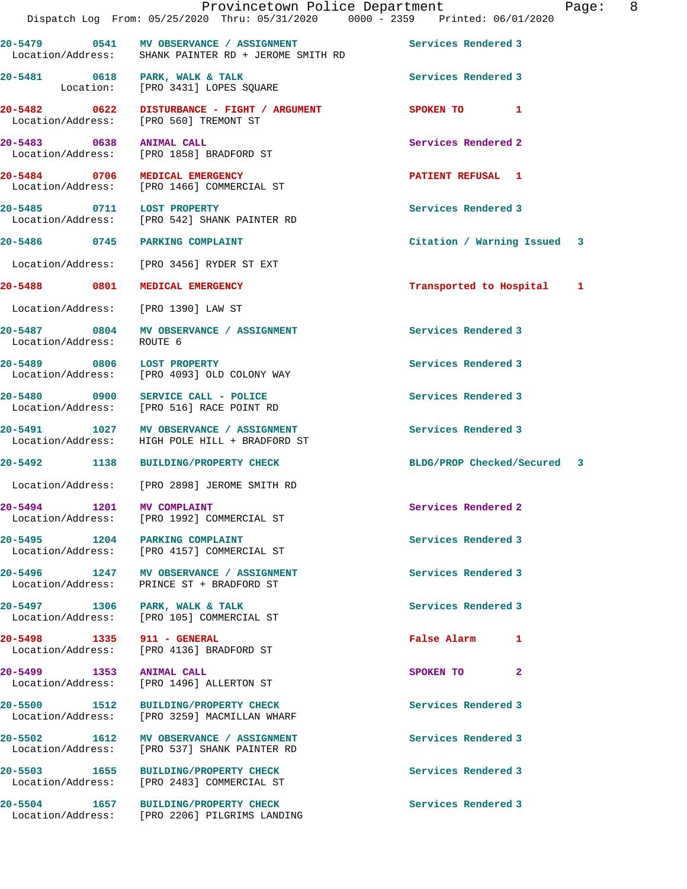| Call # | Time | Call Type | Disposition | Priority |
|---|---|---|---|---|
| 20-5479 | 0541 | MV OBSERVANCE / ASSIGNMENT | Services Rendered | 3 |
| Location/Address: | | SHANK PAINTER RD + JEROME SMITH RD | | |
| 20-5481 | 0618 | PARK, WALK & TALK | Services Rendered | 3 |
| Location: | | [PRO 3431] LOPES SQUARE | | |
| 20-5482 | 0622 | DISTURBANCE - FIGHT / ARGUMENT | SPOKEN TO | 1 |
| Location/Address: | | [PRO 560] TREMONT ST | | |
| 20-5483 | 0638 | ANIMAL CALL | Services Rendered | 2 |
| Location/Address: | | [PRO 1858] BRADFORD ST | | |
| 20-5484 | 0706 | MEDICAL EMERGENCY | PATIENT REFUSAL | 1 |
| Location/Address: | | [PRO 1466] COMMERCIAL ST | | |
| 20-5485 | 0711 | LOST PROPERTY | Services Rendered | 3 |
| Location/Address: | | [PRO 542] SHANK PAINTER RD | | |
| 20-5486 | 0745 | PARKING COMPLAINT | Citation / Warning Issued | 3 |
| Location/Address: | | [PRO 3456] RYDER ST EXT | | |
| 20-5488 | 0801 | MEDICAL EMERGENCY | Transported to Hospital | 1 |
| Location/Address: | | [PRO 1390] LAW ST | | |
| 20-5487 | 0804 | MV OBSERVANCE / ASSIGNMENT | Services Rendered | 3 |
| Location/Address: | | ROUTE 6 | | |
| 20-5489 | 0806 | LOST PROPERTY | Services Rendered | 3 |
| Location/Address: | | [PRO 4093] OLD COLONY WAY | | |
| 20-5480 | 0900 | SERVICE CALL - POLICE | Services Rendered | 3 |
| Location/Address: | | [PRO 516] RACE POINT RD | | |
| 20-5491 | 1027 | MV OBSERVANCE / ASSIGNMENT | Services Rendered | 3 |
| Location/Address: | | HIGH POLE HILL + BRADFORD ST | | |
| 20-5492 | 1138 | BUILDING/PROPERTY CHECK | BLDG/PROP Checked/Secured | 3 |
| Location/Address: | | [PRO 2898] JEROME SMITH RD | | |
| 20-5494 | 1201 | MV COMPLAINT | Services Rendered | 2 |
| Location/Address: | | [PRO 1992] COMMERCIAL ST | | |
| 20-5495 | 1204 | PARKING COMPLAINT | Services Rendered | 3 |
| Location/Address: | | [PRO 4157] COMMERCIAL ST | | |
| 20-5496 | 1247 | MV OBSERVANCE / ASSIGNMENT | Services Rendered | 3 |
| Location/Address: | | PRINCE ST + BRADFORD ST | | |
| 20-5497 | 1306 | PARK, WALK & TALK | Services Rendered | 3 |
| Location/Address: | | [PRO 105] COMMERCIAL ST | | |
| 20-5498 | 1335 | 911 - GENERAL | False Alarm | 1 |
| Location/Address: | | [PRO 4136] BRADFORD ST | | |
| 20-5499 | 1353 | ANIMAL CALL | SPOKEN TO | 2 |
| Location/Address: | | [PRO 1496] ALLERTON ST | | |
| 20-5500 | 1512 | BUILDING/PROPERTY CHECK | Services Rendered | 3 |
| Location/Address: | | [PRO 3259] MACMILLAN WHARF | | |
| 20-5502 | 1612 | MV OBSERVANCE / ASSIGNMENT | Services Rendered | 3 |
| Location/Address: | | [PRO 537] SHANK PAINTER RD | | |
| 20-5503 | 1655 | BUILDING/PROPERTY CHECK | Services Rendered | 3 |
| Location/Address: | | [PRO 2483] COMMERCIAL ST | | |
| 20-5504 | 1657 | BUILDING/PROPERTY CHECK | Services Rendered | 3 |
| Location/Address: | | [PRO 2206] PILGRIMS LANDING | | |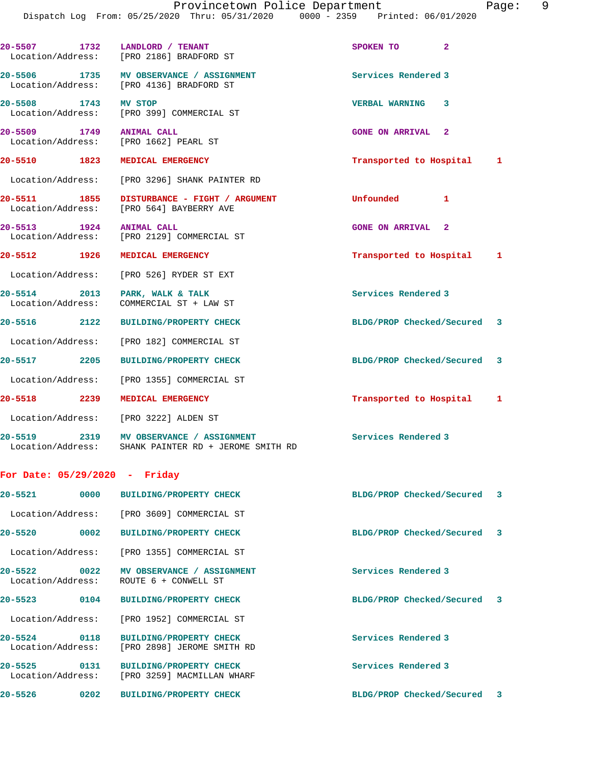20-5507 1732 LANDLORD / TENANT SPOKEN TO 2
Location/Address: [PRO 2186] BRADFORD ST

20-5506 1735 MV OBSERVANCE / ASSIGNMENT Services Rendered 3
Location/Address: [PRO 4136] BRADFORD ST

20-5508 1743 MV STOP VERBAL WARNING 3
Location/Address: [PRO 399] COMMERCIAL ST

20-5509 1749 ANIMAL CALL GONE ON ARRIVAL 2
Location/Address: [PRO 1662] PEARL ST

20-5510 1823 MEDICAL EMERGENCY Transported to Hospital 1
Location/Address: [PRO 3296] SHANK PAINTER RD

20-5511 1855 DISTURBANCE - FIGHT / ARGUMENT Unfounded 1
Location/Address: [PRO 564] BAYBERRY AVE

20-5513 1924 ANIMAL CALL GONE ON ARRIVAL 2
Location/Address: [PRO 2129] COMMERCIAL ST

20-5512 1926 MEDICAL EMERGENCY Transported to Hospital 1
Location/Address: [PRO 526] RYDER ST EXT

20-5514 2013 PARK, WALK & TALK Services Rendered 3
Location/Address: COMMERCIAL ST + LAW ST

20-5516 2122 BUILDING/PROPERTY CHECK BLDG/PROP Checked/Secured 3
Location/Address: [PRO 182] COMMERCIAL ST

20-5517 2205 BUILDING/PROPERTY CHECK BLDG/PROP Checked/Secured 3
Location/Address: [PRO 1355] COMMERCIAL ST

20-5518 2239 MEDICAL EMERGENCY Transported to Hospital 1
Location/Address: [PRO 3222] ALDEN ST

20-5519 2319 MV OBSERVANCE / ASSIGNMENT Services Rendered 3
Location/Address: SHANK PAINTER RD + JEROME SMITH RD

**For Date: 05/29/2020 - Friday**

20-5521 0000 BUILDING/PROPERTY CHECK BLDG/PROP Checked/Secured 3
Location/Address: [PRO 3609] COMMERCIAL ST

20-5520 0002 BUILDING/PROPERTY CHECK BLDG/PROP Checked/Secured 3
Location/Address: [PRO 1355] COMMERCIAL ST

20-5522 0022 MV OBSERVANCE / ASSIGNMENT Services Rendered 3
Location/Address: ROUTE 6 + CONWELL ST

20-5523 0104 BUILDING/PROPERTY CHECK BLDG/PROP Checked/Secured 3
Location/Address: [PRO 1952] COMMERCIAL ST

20-5524 0118 BUILDING/PROPERTY CHECK Services Rendered 3
Location/Address: [PRO 2898] JEROME SMITH RD

20-5525 0131 BUILDING/PROPERTY CHECK Services Rendered 3
Location/Address: [PRO 3259] MACMILLAN WHARF

20-5526 0202 BUILDING/PROPERTY CHECK BLDG/PROP Checked/Secured 3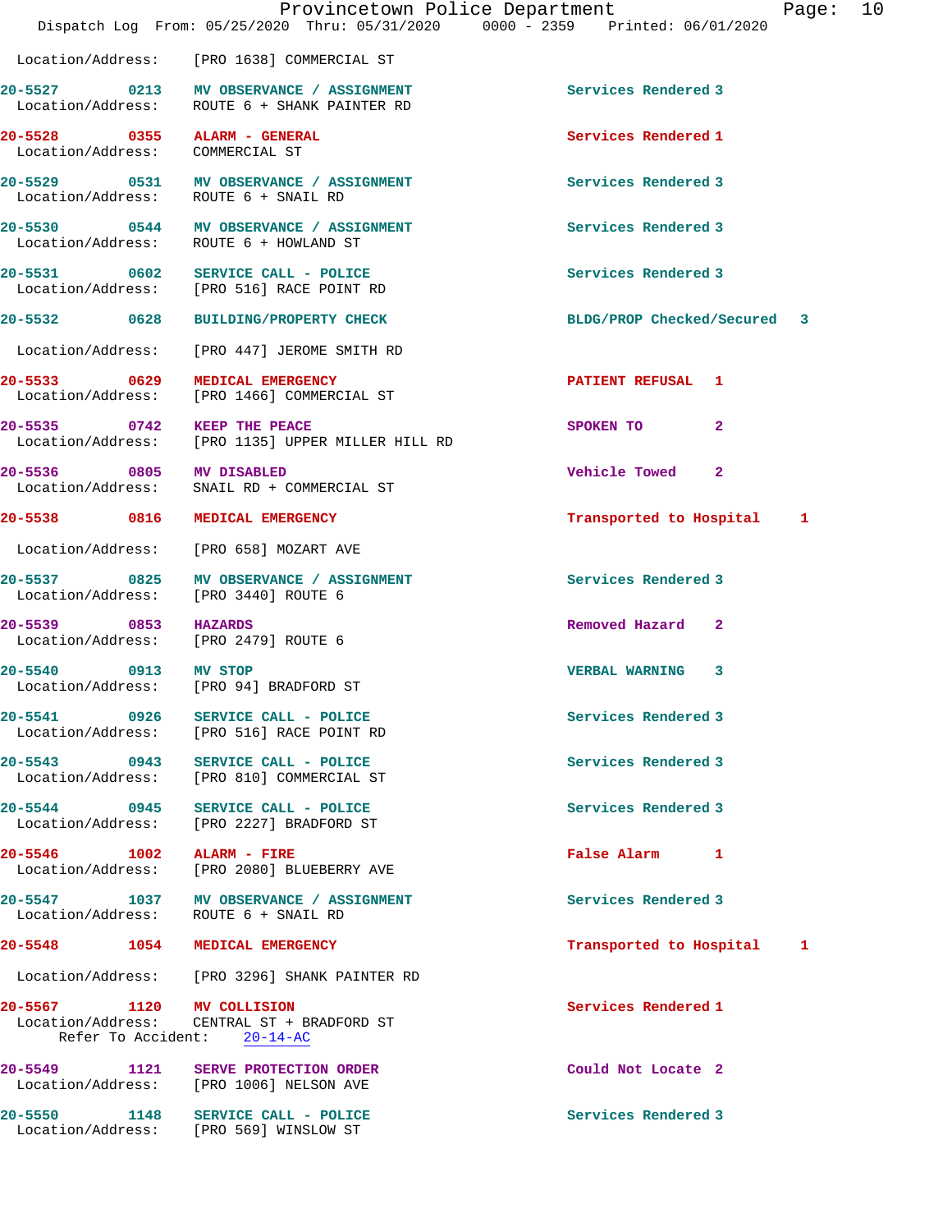Location/Address: [PRO 1638] COMMERCIAL ST

**20-5527** 0213 **MV OBSERVANCE / ASSIGNMENT** Services Rendered 3
Location/Address: ROUTE 6 + SHANK PAINTER RD

**20-5528** 0355 **ALARM - GENERAL** Services Rendered 1
Location/Address: COMMERCIAL ST

**20-5529** 0531 **MV OBSERVANCE / ASSIGNMENT** Services Rendered 3
Location/Address: ROUTE 6 + SNAIL RD

**20-5530** 0544 **MV OBSERVANCE / ASSIGNMENT** Services Rendered 3
Location/Address: ROUTE 6 + HOWLAND ST

**20-5531** 0602 **SERVICE CALL - POLICE** Services Rendered 3
Location/Address: [PRO 516] RACE POINT RD

**20-5532** 0628 **BUILDING/PROPERTY CHECK** BLDG/PROP Checked/Secured 3
Location/Address: [PRO 447] JEROME SMITH RD

**20-5533** 0629 **MEDICAL EMERGENCY** PATIENT REFUSAL 1
Location/Address: [PRO 1466] COMMERCIAL ST

**20-5535** 0742 **KEEP THE PEACE** SPOKEN TO 2
Location/Address: [PRO 1135] UPPER MILLER HILL RD

**20-5536** 0805 **MV DISABLED** Vehicle Towed 2
Location/Address: SNAIL RD + COMMERCIAL ST

**20-5538** 0816 **MEDICAL EMERGENCY** Transported to Hospital 1
Location/Address: [PRO 658] MOZART AVE

**20-5537** 0825 **MV OBSERVANCE / ASSIGNMENT** Services Rendered 3
Location/Address: [PRO 3440] ROUTE 6

**20-5539** 0853 **HAZARDS** Removed Hazard 2
Location/Address: [PRO 2479] ROUTE 6

**20-5540** 0913 **MV STOP** VERBAL WARNING 3
Location/Address: [PRO 94] BRADFORD ST

**20-5541** 0926 **SERVICE CALL - POLICE** Services Rendered 3
Location/Address: [PRO 516] RACE POINT RD

**20-5543** 0943 **SERVICE CALL - POLICE** Services Rendered 3
Location/Address: [PRO 810] COMMERCIAL ST

**20-5544** 0945 **SERVICE CALL - POLICE** Services Rendered 3
Location/Address: [PRO 2227] BRADFORD ST

**20-5546** 1002 **ALARM - FIRE** False Alarm 1
Location/Address: [PRO 2080] BLUEBERRY AVE

**20-5547** 1037 **MV OBSERVANCE / ASSIGNMENT** Services Rendered 3
Location/Address: ROUTE 6 + SNAIL RD

**20-5548** 1054 **MEDICAL EMERGENCY** Transported to Hospital 1
Location/Address: [PRO 3296] SHANK PAINTER RD

**20-5567** 1120 **MV COLLISION** Services Rendered 1
Location/Address: CENTRAL ST + BRADFORD ST
Refer To Accident: 20-14-AC

**20-5549** 1121 **SERVE PROTECTION ORDER** Could Not Locate 2
Location/Address: [PRO 1006] NELSON AVE

**20-5550** 1148 **SERVICE CALL - POLICE** Services Rendered 3
Location/Address: [PRO 569] WINSLOW ST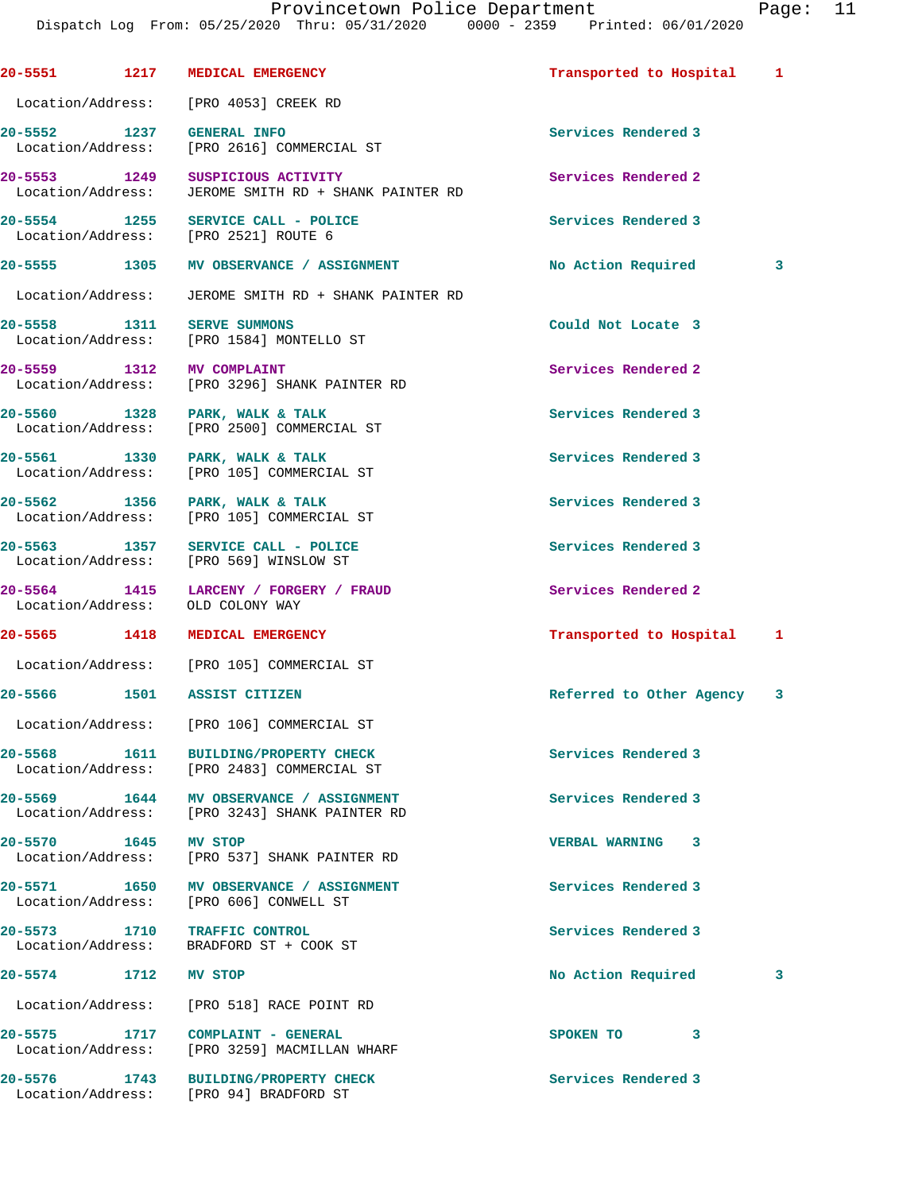| Call # | Time | Call Reason | Action | Priority |
|---|---|---|---|---|
| 20-5551 | 1217 | MEDICAL EMERGENCY | Transported to Hospital | 1 |
| | | Location/Address: [PRO 4053] CREEK RD | | |
| 20-5552 | 1237 | GENERAL INFO | Services Rendered | 3 |
| | | Location/Address: [PRO 2616] COMMERCIAL ST | | |
| 20-5553 | 1249 | SUSPICIOUS ACTIVITY | Services Rendered | 2 |
| | | Location/Address: JEROME SMITH RD + SHANK PAINTER RD | | |
| 20-5554 | 1255 | SERVICE CALL - POLICE | Services Rendered | 3 |
| | | Location/Address: [PRO 2521] ROUTE 6 | | |
| 20-5555 | 1305 | MV OBSERVANCE / ASSIGNMENT | No Action Required | 3 |
| | | Location/Address: JEROME SMITH RD + SHANK PAINTER RD | | |
| 20-5558 | 1311 | SERVE SUMMONS | Could Not Locate | 3 |
| | | Location/Address: [PRO 1584] MONTELLO ST | | |
| 20-5559 | 1312 | MV COMPLAINT | Services Rendered | 2 |
| | | Location/Address: [PRO 3296] SHANK PAINTER RD | | |
| 20-5560 | 1328 | PARK, WALK & TALK | Services Rendered | 3 |
| | | Location/Address: [PRO 2500] COMMERCIAL ST | | |
| 20-5561 | 1330 | PARK, WALK & TALK | Services Rendered | 3 |
| | | Location/Address: [PRO 105] COMMERCIAL ST | | |
| 20-5562 | 1356 | PARK, WALK & TALK | Services Rendered | 3 |
| | | Location/Address: [PRO 105] COMMERCIAL ST | | |
| 20-5563 | 1357 | SERVICE CALL - POLICE | Services Rendered | 3 |
| | | Location/Address: [PRO 569] WINSLOW ST | | |
| 20-5564 | 1415 | LARCENY / FORGERY / FRAUD | Services Rendered | 2 |
| | | Location/Address: OLD COLONY WAY | | |
| 20-5565 | 1418 | MEDICAL EMERGENCY | Transported to Hospital | 1 |
| | | Location/Address: [PRO 105] COMMERCIAL ST | | |
| 20-5566 | 1501 | ASSIST CITIZEN | Referred to Other Agency | 3 |
| | | Location/Address: [PRO 106] COMMERCIAL ST | | |
| 20-5568 | 1611 | BUILDING/PROPERTY CHECK | Services Rendered | 3 |
| | | Location/Address: [PRO 2483] COMMERCIAL ST | | |
| 20-5569 | 1644 | MV OBSERVANCE / ASSIGNMENT | Services Rendered | 3 |
| | | Location/Address: [PRO 3243] SHANK PAINTER RD | | |
| 20-5570 | 1645 | MV STOP | VERBAL WARNING | 3 |
| | | Location/Address: [PRO 537] SHANK PAINTER RD | | |
| 20-5571 | 1650 | MV OBSERVANCE / ASSIGNMENT | Services Rendered | 3 |
| | | Location/Address: [PRO 606] CONWELL ST | | |
| 20-5573 | 1710 | TRAFFIC CONTROL | Services Rendered | 3 |
| | | Location/Address: BRADFORD ST + COOK ST | | |
| 20-5574 | 1712 | MV STOP | No Action Required | 3 |
| | | Location/Address: [PRO 518] RACE POINT RD | | |
| 20-5575 | 1717 | COMPLAINT - GENERAL | SPOKEN TO | 3 |
| | | Location/Address: [PRO 3259] MACMILLAN WHARF | | |
| 20-5576 | 1743 | BUILDING/PROPERTY CHECK | Services Rendered | 3 |
| | | Location/Address: [PRO 94] BRADFORD ST | | |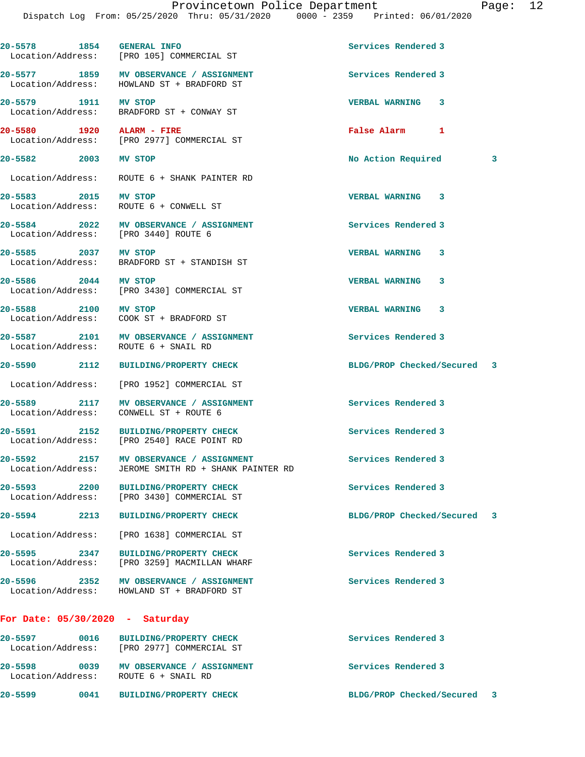20-5578 1854 **GENERAL INFO** Services Rendered 3
Location/Address: [PRO 105] COMMERCIAL ST

20-5577 1859 **MV OBSERVANCE / ASSIGNMENT** Services Rendered 3
Location/Address: HOWLAND ST + BRADFORD ST

20-5579 1911 **MV STOP** VERBAL WARNING 3
Location/Address: BRADFORD ST + CONWAY ST

20-5580 1920 **ALARM - FIRE** False Alarm 1
Location/Address: [PRO 2977] COMMERCIAL ST

20-5582 2003 **MV STOP** No Action Required 3
Location/Address: ROUTE 6 + SHANK PAINTER RD

20-5583 2015 **MV STOP** VERBAL WARNING 3
Location/Address: ROUTE 6 + CONWELL ST

20-5584 2022 **MV OBSERVANCE / ASSIGNMENT** Services Rendered 3
Location/Address: [PRO 3440] ROUTE 6

20-5585 2037 **MV STOP** VERBAL WARNING 3
Location/Address: BRADFORD ST + STANDISH ST

20-5586 2044 **MV STOP** VERBAL WARNING 3
Location/Address: [PRO 3430] COMMERCIAL ST

20-5588 2100 **MV STOP** VERBAL WARNING 3
Location/Address: COOK ST + BRADFORD ST

20-5587 2101 **MV OBSERVANCE / ASSIGNMENT** Services Rendered 3
Location/Address: ROUTE 6 + SNAIL RD

20-5590 2112 **BUILDING/PROPERTY CHECK** BLDG/PROP Checked/Secured 3
Location/Address: [PRO 1952] COMMERCIAL ST

20-5589 2117 **MV OBSERVANCE / ASSIGNMENT** Services Rendered 3
Location/Address: CONWELL ST + ROUTE 6

20-5591 2152 **BUILDING/PROPERTY CHECK** Services Rendered 3
Location/Address: [PRO 2540] RACE POINT RD

20-5592 2157 **MV OBSERVANCE / ASSIGNMENT** Services Rendered 3
Location/Address: JEROME SMITH RD + SHANK PAINTER RD

20-5593 2200 **BUILDING/PROPERTY CHECK** Services Rendered 3
Location/Address: [PRO 3430] COMMERCIAL ST

20-5594 2213 **BUILDING/PROPERTY CHECK** BLDG/PROP Checked/Secured 3
Location/Address: [PRO 1638] COMMERCIAL ST

20-5595 2347 **BUILDING/PROPERTY CHECK** Services Rendered 3
Location/Address: [PRO 3259] MACMILLAN WHARF

20-5596 2352 **MV OBSERVANCE / ASSIGNMENT** Services Rendered 3
Location/Address: HOWLAND ST + BRADFORD ST

## For Date: 05/30/2020 - Saturday

20-5597 0016 **BUILDING/PROPERTY CHECK** Services Rendered 3
Location/Address: [PRO 2977] COMMERCIAL ST

20-5598 0039 **MV OBSERVANCE / ASSIGNMENT** Services Rendered 3
Location/Address: ROUTE 6 + SNAIL RD

20-5599 0041 **BUILDING/PROPERTY CHECK** BLDG/PROP Checked/Secured 3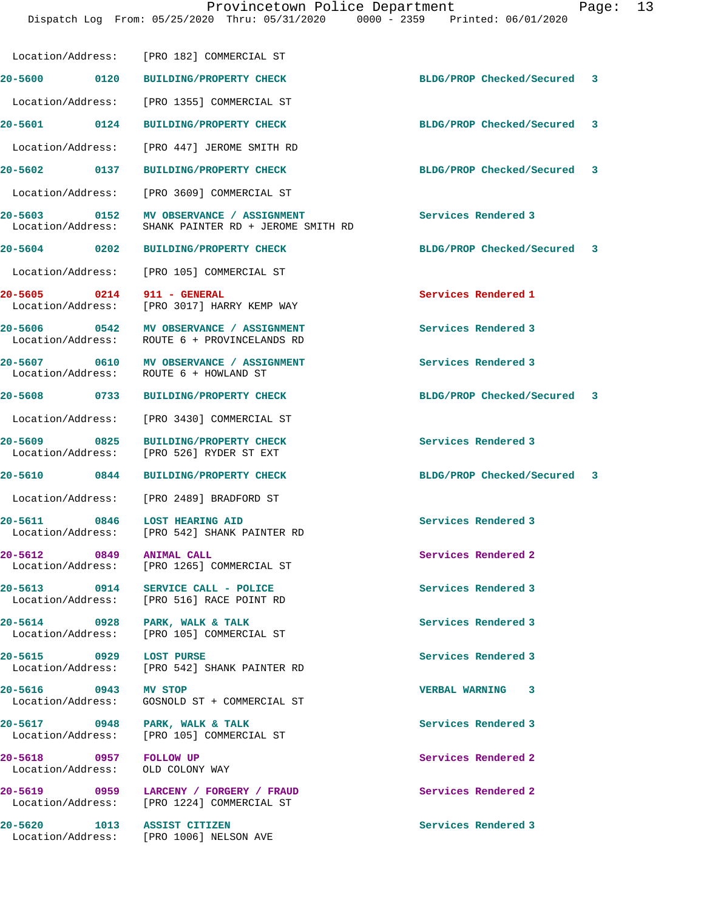Location/Address: [PRO 182] COMMERCIAL ST

| Call # | Time | Call Reason | Action | Priority |
|---|---|---|---|---|
| 20-5600 | 0120 | BUILDING/PROPERTY CHECK | BLDG/PROP Checked/Secured | 3 |
| | | Location/Address: [PRO 1355] COMMERCIAL ST | | |
| 20-5601 | 0124 | BUILDING/PROPERTY CHECK | BLDG/PROP Checked/Secured | 3 |
| | | Location/Address: [PRO 447] JEROME SMITH RD | | |
| 20-5602 | 0137 | BUILDING/PROPERTY CHECK | BLDG/PROP Checked/Secured | 3 |
| | | Location/Address: [PRO 3609] COMMERCIAL ST | | |
| 20-5603 | 0152 | MV OBSERVANCE / ASSIGNMENT | Services Rendered | 3 |
| | | Location/Address: SHANK PAINTER RD + JEROME SMITH RD | | |
| 20-5604 | 0202 | BUILDING/PROPERTY CHECK | BLDG/PROP Checked/Secured | 3 |
| | | Location/Address: [PRO 105] COMMERCIAL ST | | |
| 20-5605 | 0214 | 911 - GENERAL | Services Rendered | 1 |
| | | Location/Address: [PRO 3017] HARRY KEMP WAY | | |
| 20-5606 | 0542 | MV OBSERVANCE / ASSIGNMENT | Services Rendered | 3 |
| | | Location/Address: ROUTE 6 + PROVINCELANDS RD | | |
| 20-5607 | 0610 | MV OBSERVANCE / ASSIGNMENT | Services Rendered | 3 |
| | | Location/Address: ROUTE 6 + HOWLAND ST | | |
| 20-5608 | 0733 | BUILDING/PROPERTY CHECK | BLDG/PROP Checked/Secured | 3 |
| | | Location/Address: [PRO 3430] COMMERCIAL ST | | |
| 20-5609 | 0825 | BUILDING/PROPERTY CHECK | Services Rendered | 3 |
| | | Location/Address: [PRO 526] RYDER ST EXT | | |
| 20-5610 | 0844 | BUILDING/PROPERTY CHECK | BLDG/PROP Checked/Secured | 3 |
| | | Location/Address: [PRO 2489] BRADFORD ST | | |
| 20-5611 | 0846 | LOST HEARING AID | Services Rendered | 3 |
| | | Location/Address: [PRO 542] SHANK PAINTER RD | | |
| 20-5612 | 0849 | ANIMAL CALL | Services Rendered | 2 |
| | | Location/Address: [PRO 1265] COMMERCIAL ST | | |
| 20-5613 | 0914 | SERVICE CALL - POLICE | Services Rendered | 3 |
| | | Location/Address: [PRO 516] RACE POINT RD | | |
| 20-5614 | 0928 | PARK, WALK & TALK | Services Rendered | 3 |
| | | Location/Address: [PRO 105] COMMERCIAL ST | | |
| 20-5615 | 0929 | LOST PURSE | Services Rendered | 3 |
| | | Location/Address: [PRO 542] SHANK PAINTER RD | | |
| 20-5616 | 0943 | MV STOP | VERBAL WARNING | 3 |
| | | Location/Address: GOSNOLD ST + COMMERCIAL ST | | |
| 20-5617 | 0948 | PARK, WALK & TALK | Services Rendered | 3 |
| | | Location/Address: [PRO 105] COMMERCIAL ST | | |
| 20-5618 | 0957 | FOLLOW UP | Services Rendered | 2 |
| | | Location/Address: OLD COLONY WAY | | |
| 20-5619 | 0959 | LARCENY / FORGERY / FRAUD | Services Rendered | 2 |
| | | Location/Address: [PRO 1224] COMMERCIAL ST | | |
| 20-5620 | 1013 | ASSIST CITIZEN | Services Rendered | 3 |
| | | Location/Address: [PRO 1006] NELSON AVE | | |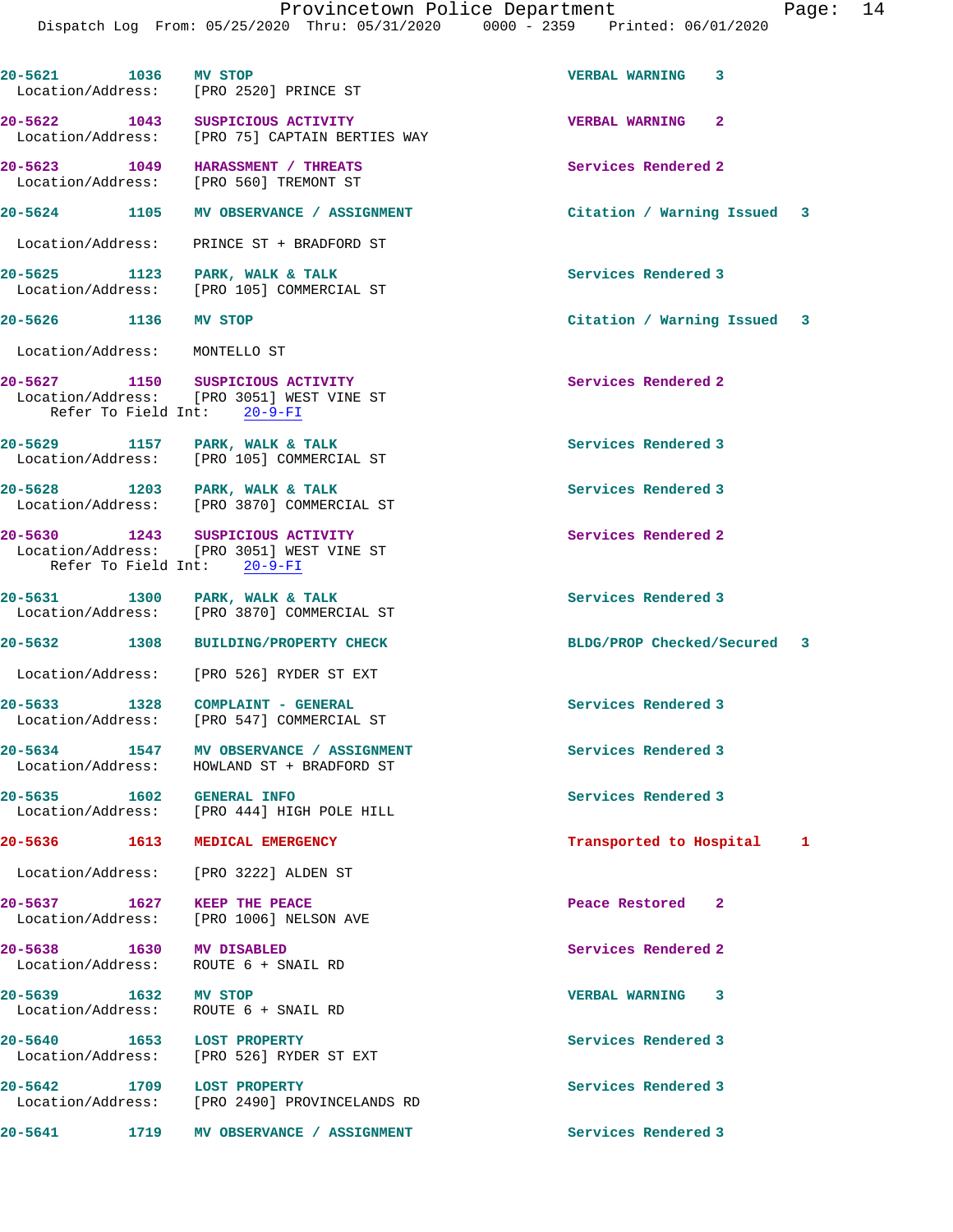20-5621 1036 MV STOP VERBAL WARNING 3
Location/Address: [PRO 2520] PRINCE ST

20-5622 1043 SUSPICIOUS ACTIVITY VERBAL WARNING 2
Location/Address: [PRO 75] CAPTAIN BERTIES WAY

20-5623 1049 HARASSMENT / THREATS Services Rendered 2
Location/Address: [PRO 560] TREMONT ST

20-5624 1105 MV OBSERVANCE / ASSIGNMENT Citation / Warning Issued 3
Location/Address: PRINCE ST + BRADFORD ST

20-5625 1123 PARK, WALK & TALK Services Rendered 3
Location/Address: [PRO 105] COMMERCIAL ST

20-5626 1136 MV STOP Citation / Warning Issued 3
Location/Address: MONTELLO ST

20-5627 1150 SUSPICIOUS ACTIVITY Services Rendered 2
Location/Address: [PRO 3051] WEST VINE ST
Refer To Field Int: 20-9-FI

20-5629 1157 PARK, WALK & TALK Services Rendered 3
Location/Address: [PRO 105] COMMERCIAL ST

20-5628 1203 PARK, WALK & TALK Services Rendered 3
Location/Address: [PRO 3870] COMMERCIAL ST

20-5630 1243 SUSPICIOUS ACTIVITY Services Rendered 2
Location/Address: [PRO 3051] WEST VINE ST
Refer To Field Int: 20-9-FI

20-5631 1300 PARK, WALK & TALK Services Rendered 3
Location/Address: [PRO 3870] COMMERCIAL ST

20-5632 1308 BUILDING/PROPERTY CHECK BLDG/PROP Checked/Secured 3
Location/Address: [PRO 526] RYDER ST EXT

20-5633 1328 COMPLAINT - GENERAL Services Rendered 3
Location/Address: [PRO 547] COMMERCIAL ST

20-5634 1547 MV OBSERVANCE / ASSIGNMENT Services Rendered 3
Location/Address: HOWLAND ST + BRADFORD ST

20-5635 1602 GENERAL INFO Services Rendered 3
Location/Address: [PRO 444] HIGH POLE HILL

20-5636 1613 MEDICAL EMERGENCY Transported to Hospital 1
Location/Address: [PRO 3222] ALDEN ST

20-5637 1627 KEEP THE PEACE Peace Restored 2
Location/Address: [PRO 1006] NELSON AVE

20-5638 1630 MV DISABLED Services Rendered 2
Location/Address: ROUTE 6 + SNAIL RD

20-5639 1632 MV STOP VERBAL WARNING 3
Location/Address: ROUTE 6 + SNAIL RD

20-5640 1653 LOST PROPERTY Services Rendered 3
Location/Address: [PRO 526] RYDER ST EXT

20-5642 1709 LOST PROPERTY Services Rendered 3
Location/Address: [PRO 2490] PROVINCELANDS RD

20-5641 1719 MV OBSERVANCE / ASSIGNMENT Services Rendered 3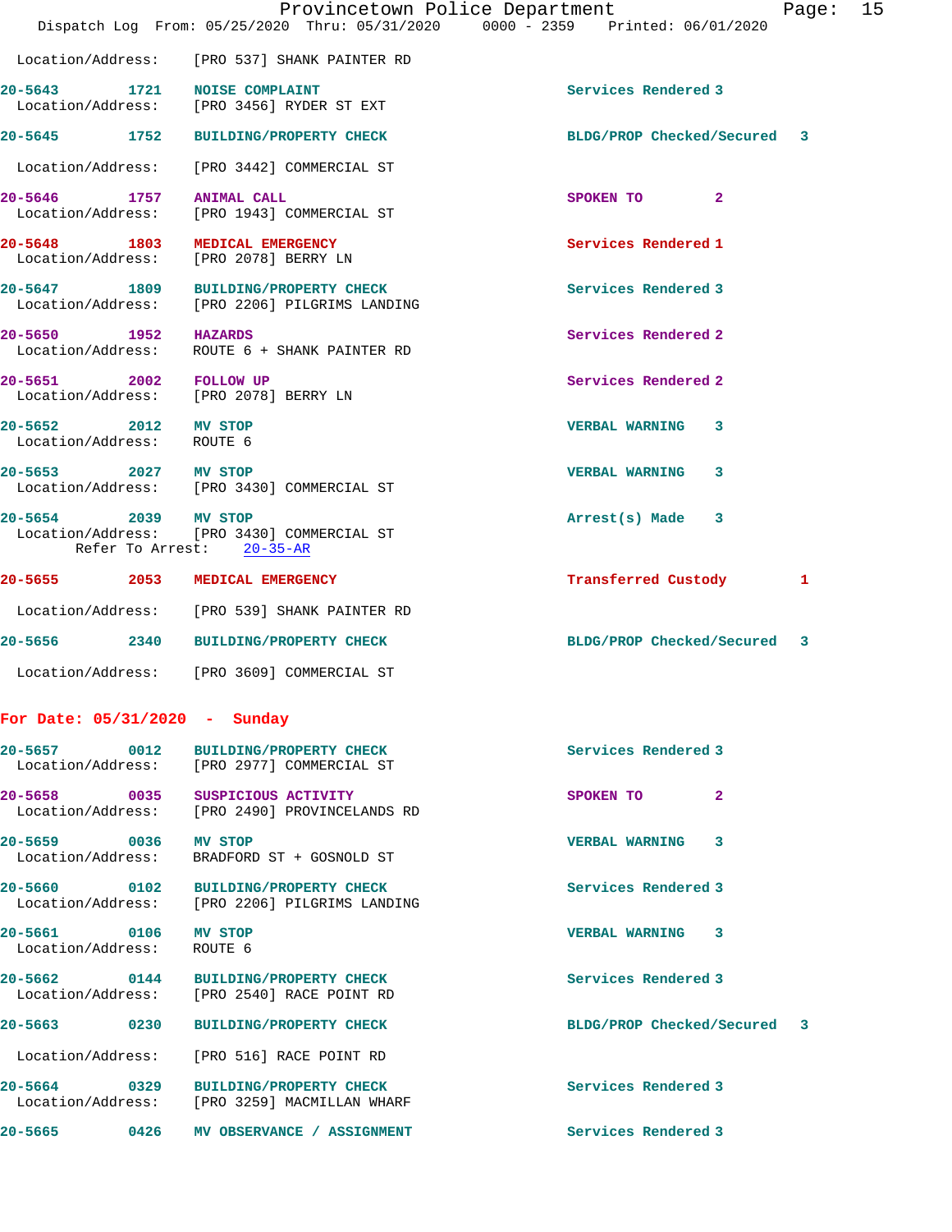Location/Address: [PRO 537] SHANK PAINTER RD

**20-5643** 1721 **NOISE COMPLAINT** Services Rendered 3
Location/Address: [PRO 3456] RYDER ST EXT

**20-5645** 1752 **BUILDING/PROPERTY CHECK** BLDG/PROP Checked/Secured 3
Location/Address: [PRO 3442] COMMERCIAL ST

**20-5646** 1757 **ANIMAL CALL** SPOKEN TO 2
Location/Address: [PRO 1943] COMMERCIAL ST

**20-5648** 1803 **MEDICAL EMERGENCY** Services Rendered 1
Location/Address: [PRO 2078] BERRY LN

**20-5647** 1809 **BUILDING/PROPERTY CHECK** Services Rendered 3
Location/Address: [PRO 2206] PILGRIMS LANDING

**20-5650** 1952 **HAZARDS** Services Rendered 2
Location/Address: ROUTE 6 + SHANK PAINTER RD

**20-5651** 2002 **FOLLOW UP** Services Rendered 2
Location/Address: [PRO 2078] BERRY LN

**20-5652** 2012 **MV STOP** VERBAL WARNING 3
Location/Address: ROUTE 6

**20-5653** 2027 **MV STOP** VERBAL WARNING 3
Location/Address: [PRO 3430] COMMERCIAL ST

**20-5654** 2039 **MV STOP** Arrest(s) Made 3
Location/Address: [PRO 3430] COMMERCIAL ST
Refer To Arrest: 20-35-AR

**20-5655** 2053 **MEDICAL EMERGENCY** Transferred Custody 1
Location/Address: [PRO 539] SHANK PAINTER RD

**20-5656** 2340 **BUILDING/PROPERTY CHECK** BLDG/PROP Checked/Secured 3
Location/Address: [PRO 3609] COMMERCIAL ST

## For Date: 05/31/2020 - Sunday

**20-5657** 0012 **BUILDING/PROPERTY CHECK** Services Rendered 3
Location/Address: [PRO 2977] COMMERCIAL ST

**20-5658** 0035 **SUSPICIOUS ACTIVITY** SPOKEN TO 2
Location/Address: [PRO 2490] PROVINCELANDS RD

**20-5659** 0036 **MV STOP** VERBAL WARNING 3
Location/Address: BRADFORD ST + GOSNOLD ST

**20-5660** 0102 **BUILDING/PROPERTY CHECK** Services Rendered 3
Location/Address: [PRO 2206] PILGRIMS LANDING

**20-5661** 0106 **MV STOP** VERBAL WARNING 3
Location/Address: ROUTE 6

**20-5662** 0144 **BUILDING/PROPERTY CHECK** Services Rendered 3
Location/Address: [PRO 2540] RACE POINT RD

**20-5663** 0230 **BUILDING/PROPERTY CHECK** BLDG/PROP Checked/Secured 3
Location/Address: [PRO 516] RACE POINT RD

**20-5664** 0329 **BUILDING/PROPERTY CHECK** Services Rendered 3
Location/Address: [PRO 3259] MACMILLAN WHARF

**20-5665** 0426 **MV OBSERVANCE / ASSIGNMENT** Services Rendered 3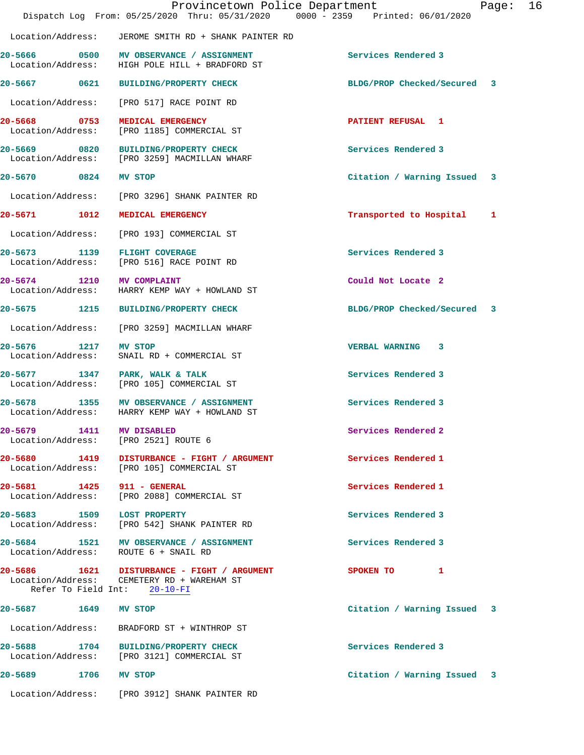Location/Address: JEROME SMITH RD + SHANK PAINTER RD

**20-5666** 0500 **MV OBSERVANCE / ASSIGNMENT** Services Rendered 3
Location/Address: HIGH POLE HILL + BRADFORD ST

**20-5667** 0621 **BUILDING/PROPERTY CHECK** BLDG/PROP Checked/Secured 3
Location/Address: [PRO 517] RACE POINT RD

**20-5668** 0753 **MEDICAL EMERGENCY** PATIENT REFUSAL 1
Location/Address: [PRO 1185] COMMERCIAL ST

**20-5669** 0820 **BUILDING/PROPERTY CHECK** Services Rendered 3
Location/Address: [PRO 3259] MACMILLAN WHARF

**20-5670** 0824 **MV STOP** Citation / Warning Issued 3
Location/Address: [PRO 3296] SHANK PAINTER RD

**20-5671** 1012 **MEDICAL EMERGENCY** Transported to Hospital 1
Location/Address: [PRO 193] COMMERCIAL ST

**20-5673** 1139 **FLIGHT COVERAGE** Services Rendered 3
Location/Address: [PRO 516] RACE POINT RD

**20-5674** 1210 **MV COMPLAINT** Could Not Locate 2
Location/Address: HARRY KEMP WAY + HOWLAND ST

**20-5675** 1215 **BUILDING/PROPERTY CHECK** BLDG/PROP Checked/Secured 3
Location/Address: [PRO 3259] MACMILLAN WHARF

**20-5676** 1217 **MV STOP** VERBAL WARNING 3
Location/Address: SNAIL RD + COMMERCIAL ST

**20-5677** 1347 **PARK, WALK & TALK** Services Rendered 3
Location/Address: [PRO 105] COMMERCIAL ST

**20-5678** 1355 **MV OBSERVANCE / ASSIGNMENT** Services Rendered 3
Location/Address: HARRY KEMP WAY + HOWLAND ST

**20-5679** 1411 **MV DISABLED** Services Rendered 2
Location/Address: [PRO 2521] ROUTE 6

**20-5680** 1419 **DISTURBANCE - FIGHT / ARGUMENT** Services Rendered 1
Location/Address: [PRO 105] COMMERCIAL ST

**20-5681** 1425 **911 - GENERAL** Services Rendered 1
Location/Address: [PRO 2088] COMMERCIAL ST

**20-5683** 1509 **LOST PROPERTY** Services Rendered 3
Location/Address: [PRO 542] SHANK PAINTER RD

**20-5684** 1521 **MV OBSERVANCE / ASSIGNMENT** Services Rendered 3
Location/Address: ROUTE 6 + SNAIL RD

**20-5686** 1621 **DISTURBANCE - FIGHT / ARGUMENT** SPOKEN TO 1
Location/Address: CEMETERY RD + WAREHAM ST
Refer To Field Int: 20-10-FI

**20-5687** 1649 **MV STOP** Citation / Warning Issued 3
Location/Address: BRADFORD ST + WINTHROP ST

**20-5688** 1704 **BUILDING/PROPERTY CHECK** Services Rendered 3
Location/Address: [PRO 3121] COMMERCIAL ST

**20-5689** 1706 **MV STOP** Citation / Warning Issued 3
Location/Address: [PRO 3912] SHANK PAINTER RD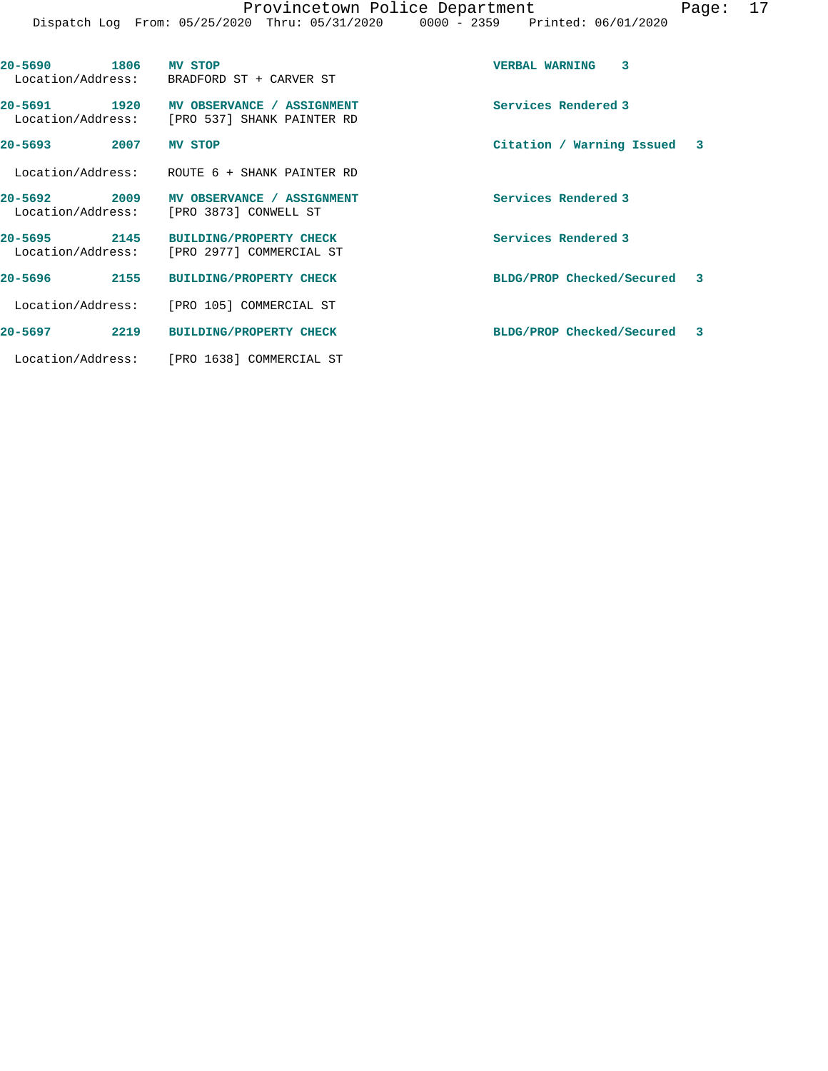**20-5690** **1806** **MV STOP** **VERBAL WARNING 3**
Location/Address: BRADFORD ST + CARVER ST

**20-5691** **1920** **MV OBSERVANCE / ASSIGNMENT** **Services Rendered 3**
Location/Address: [PRO 537] SHANK PAINTER RD

**20-5693** **2007** **MV STOP** **Citation / Warning Issued 3**

Location/Address: ROUTE 6 + SHANK PAINTER RD

**20-5692** **2009** **MV OBSERVANCE / ASSIGNMENT** **Services Rendered 3**
Location/Address: [PRO 3873] CONWELL ST

**20-5695** **2145** **BUILDING/PROPERTY CHECK** **Services Rendered 3**
Location/Address: [PRO 2977] COMMERCIAL ST

**20-5696** **2155** **BUILDING/PROPERTY CHECK** **BLDG/PROP Checked/Secured 3**

Location/Address: [PRO 105] COMMERCIAL ST

**20-5697** **2219** **BUILDING/PROPERTY CHECK** **BLDG/PROP Checked/Secured 3**

Location/Address: [PRO 1638] COMMERCIAL ST